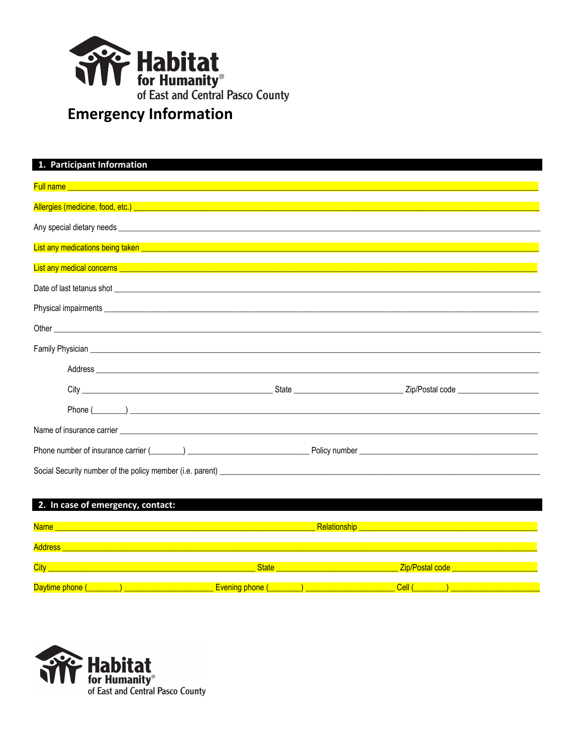Habitat for Humanity® of East and Central Pasco County

# Emergency Information

## 1. Participant Information

Full name ____________________________________________________________

Allergies (medicine, food, etc.) ____________________________________________

Any special dietary needs ________________________________________________

List any medications being taken __________________________________________

List any medical concerns _______________________________________________

Date of last tetanus shot ________________________________________________

Physical impairments ___________________________________________________

Other ________________________________________________________________

Family Physician _______________________________________________________

Address ______________________________________________________________

City ______________________ State ______________ Zip/Postal code ___________

Phone (_______) _______________________________________________________

Name of insurance carrier _______________________________________________

Phone number of insurance carrier (_______) ________________ Policy number ________________________

Social Security number of the policy member (i.e. parent) _____________________________

## 2. In case of emergency, contact:

Name ___________________________________ Relationship _____________________

Address ______________________________________________________________

City ______________________ State ______________ Zip/Postal code ___________

Daytime phone (_______) ____________ Evening phone (_______) ____________ Cell (_______) ____________

Habitat for Humanity® of East and Central Pasco County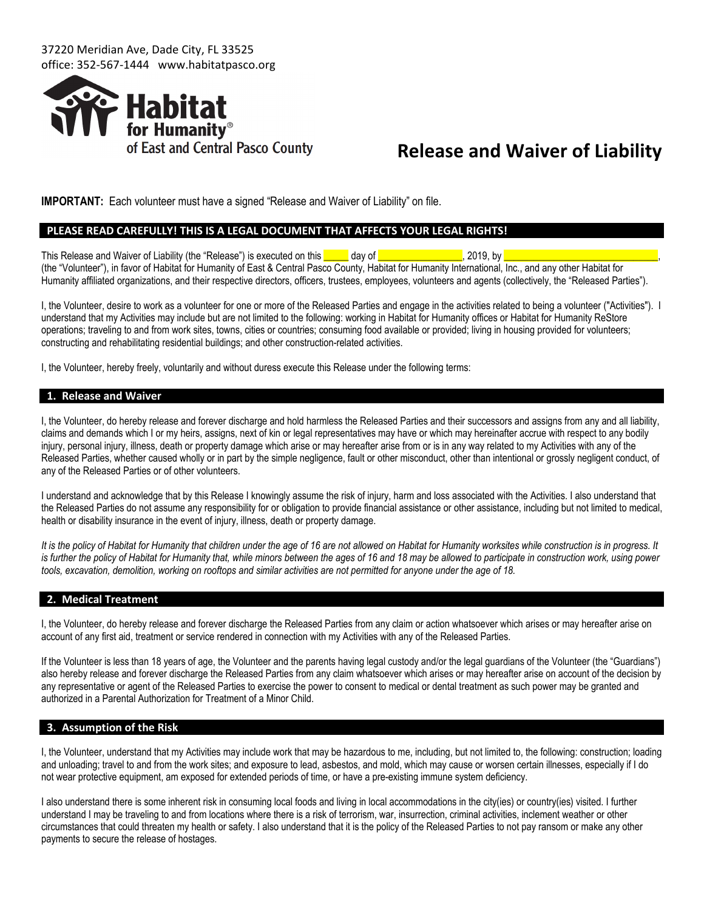37220 Meridian Ave, Dade City, FL 33525
office: 352-567-1444 www.habitatpasco.org

Habitat for Humanity® of East and Central Pasco County

# Release and Waiver of Liability

**IMPORTANT:** Each volunteer must have a signed "Release and Waiver of Liability" on file.

## PLEASE READ CAREFULLY! THIS IS A LEGAL DOCUMENT THAT AFFECTS YOUR LEGAL RIGHTS!

This Release and Waiver of Liability (the "Release") is executed on this _____ day of ________________, 2019, by ______________________________, (the "Volunteer"), in favor of Habitat for Humanity of East & Central Pasco County, Habitat for Humanity International, Inc., and any other Habitat for Humanity affiliated organizations, and their respective directors, officers, trustees, employees, volunteers and agents (collectively, the "Released Parties").

I, the Volunteer, desire to work as a volunteer for one or more of the Released Parties and engage in the activities related to being a volunteer ("Activities"). I understand that my Activities may include but are not limited to the following: working in Habitat for Humanity offices or Habitat for Humanity ReStore operations; traveling to and from work sites, towns, cities or countries; consuming food available or provided; living in housing provided for volunteers; constructing and rehabilitating residential buildings; and other construction-related activities.

I, the Volunteer, hereby freely, voluntarily and without duress execute this Release under the following terms:

## 1. Release and Waiver

I, the Volunteer, do hereby release and forever discharge and hold harmless the Released Parties and their successors and assigns from any and all liability, claims and demands which I or my heirs, assigns, next of kin or legal representatives may have or which may hereinafter accrue with respect to any bodily injury, personal injury, illness, death or property damage which arise or may hereafter arise from or is in any way related to my Activities with any of the Released Parties, whether caused wholly or in part by the simple negligence, fault or other misconduct, other than intentional or grossly negligent conduct, of any of the Released Parties or of other volunteers.

I understand and acknowledge that by this Release I knowingly assume the risk of injury, harm and loss associated with the Activities. I also understand that the Released Parties do not assume any responsibility for or obligation to provide financial assistance or other assistance, including but not limited to medical, health or disability insurance in the event of injury, illness, death or property damage.

*It is the policy of Habitat for Humanity that children under the age of 16 are not allowed on Habitat for Humanity worksites while construction is in progress. It is further the policy of Habitat for Humanity that, while minors between the ages of 16 and 18 may be allowed to participate in construction work, using power tools, excavation, demolition, working on rooftops and similar activities are not permitted for anyone under the age of 18.*

## 2. Medical Treatment

I, the Volunteer, do hereby release and forever discharge the Released Parties from any claim or action whatsoever which arises or may hereafter arise on account of any first aid, treatment or service rendered in connection with my Activities with any of the Released Parties.

If the Volunteer is less than 18 years of age, the Volunteer and the parents having legal custody and/or the legal guardians of the Volunteer (the "Guardians") also hereby release and forever discharge the Released Parties from any claim whatsoever which arises or may hereafter arise on account of the decision by any representative or agent of the Released Parties to exercise the power to consent to medical or dental treatment as such power may be granted and authorized in a Parental Authorization for Treatment of a Minor Child.

## 3. Assumption of the Risk

I, the Volunteer, understand that my Activities may include work that may be hazardous to me, including, but not limited to, the following: construction; loading and unloading; travel to and from the work sites; and exposure to lead, asbestos, and mold, which may cause or worsen certain illnesses, especially if I do not wear protective equipment, am exposed for extended periods of time, or have a pre-existing immune system deficiency.

I also understand there is some inherent risk in consuming local foods and living in local accommodations in the city(ies) or country(ies) visited. I further understand I may be traveling to and from locations where there is a risk of terrorism, war, insurrection, criminal activities, inclement weather or other circumstances that could threaten my health or safety. I also understand that it is the policy of the Released Parties to not pay ransom or make any other payments to secure the release of hostages.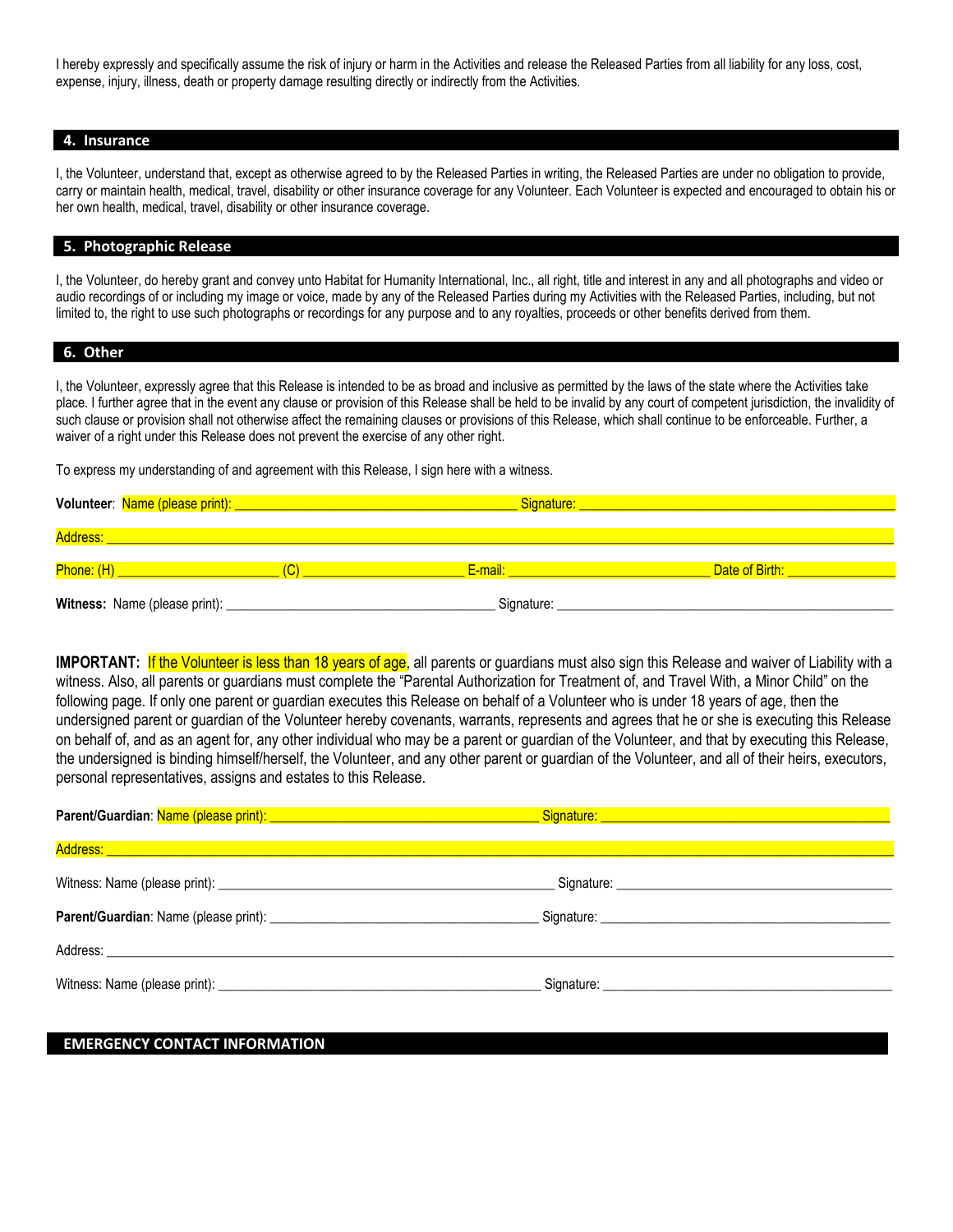I hereby expressly and specifically assume the risk of injury or harm in the Activities and release the Released Parties from all liability for any loss, cost, expense, injury, illness, death or property damage resulting directly or indirectly from the Activities.

## 4. Insurance

I, the Volunteer, understand that, except as otherwise agreed to by the Released Parties in writing, the Released Parties are under no obligation to provide, carry or maintain health, medical, travel, disability or other insurance coverage for any Volunteer. Each Volunteer is expected and encouraged to obtain his or her own health, medical, travel, disability or other insurance coverage.

## 5. Photographic Release

I, the Volunteer, do hereby grant and convey unto Habitat for Humanity International, Inc., all right, title and interest in any and all photographs and video or audio recordings of or including my image or voice, made by any of the Released Parties during my Activities with the Released Parties, including, but not limited to, the right to use such photographs or recordings for any purpose and to any royalties, proceeds or other benefits derived from them.

## 6. Other

I, the Volunteer, expressly agree that this Release is intended to be as broad and inclusive as permitted by the laws of the state where the Activities take place. I further agree that in the event any clause or provision of this Release shall be held to be invalid by any court of competent jurisdiction, the invalidity of such clause or provision shall not otherwise affect the remaining clauses or provisions of this Release, which shall continue to be enforceable. Further, a waiver of a right under this Release does not prevent the exercise of any other right.

To express my understanding of and agreement with this Release, I sign here with a witness.

**Volunteer**: Name (please print): ________________________ Signature: ________________________

Address: ______________________________________________________________

Phone: (H) ________________ (C) ________________ E-mail: ________________ Date of Birth: ____________

**Witness:** Name (please print): ________________________ Signature: ________________________

**IMPORTANT:** If the Volunteer is less than 18 years of age, all parents or guardians must also sign this Release and waiver of Liability with a witness. Also, all parents or guardians must complete the "Parental Authorization for Treatment of, and Travel With, a Minor Child" on the following page. If only one parent or guardian executes this Release on behalf of a Volunteer who is under 18 years of age, then the undersigned parent or guardian of the Volunteer hereby covenants, warrants, represents and agrees that he or she is executing this Release on behalf of, and as an agent for, any other individual who may be a parent or guardian of the Volunteer, and that by executing this Release, the undersigned is binding himself/herself, the Volunteer, and any other parent or guardian of the Volunteer, and all of their heirs, executors, personal representatives, assigns and estates to this Release.

**Parent/Guardian**: Name (please print): ________________________ Signature: ________________________

Address: ______________________________________________________________

Witness: Name (please print): ________________________ Signature: ________________________

**Parent/Guardian**: Name (please print): ________________________ Signature: ________________________

Address: ______________________________________________________________

Witness: Name (please print): ________________________ Signature: ________________________

## EMERGENCY CONTACT INFORMATION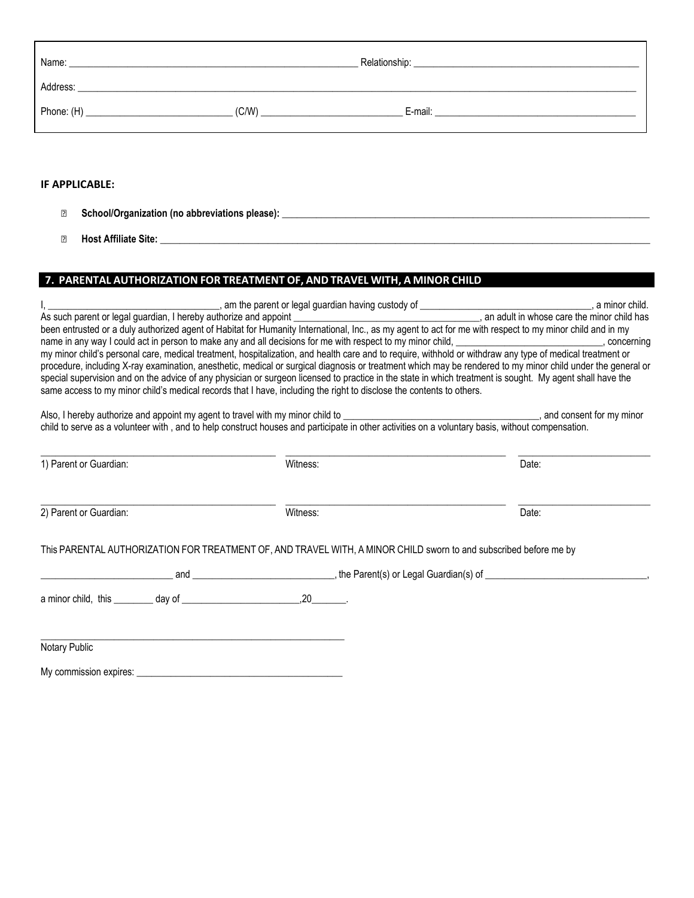Name: ___________________________________________________________ Relationship: ____________________________________________

Address: ______________________________________________________________________________________________________________

Phone: (H) ____________________________ (C/W) ____________________________ E-mail: ________________________________________

**IF APPLICABLE:**

- **School/Organization (no abbreviations please):** ______________________________________________________________________
- **Host Affiliate Site:** ______________________________________________________________________________________________

## 7. PARENTAL AUTHORIZATION FOR TREATMENT OF, AND TRAVEL WITH, A MINOR CHILD

I, __________________________________, am the parent or legal guardian having custody of __________________________________, a minor child. As such parent or legal guardian, I hereby authorize and appoint ____________________________________, an adult in whose care the minor child has been entrusted or a duly authorized agent of Habitat for Humanity International, Inc., as my agent to act for me with respect to my minor child and in my name in any way I could act in person to make any and all decisions for me with respect to my minor child, ____________________________, concerning my minor child's personal care, medical treatment, hospitalization, and health care and to require, withhold or withdraw any type of medical treatment or procedure, including X-ray examination, anesthetic, medical or surgical diagnosis or treatment which may be rendered to my minor child under the general or special supervision and on the advice of any physician or surgeon licensed to practice in the state in which treatment is sought. My agent shall have the same access to my minor child's medical records that I have, including the right to disclose the contents to others.

Also, I hereby authorize and appoint my agent to travel with my minor child to ______________________________________, and consent for my minor child to serve as a volunteer with , and to help construct houses and participate in other activities on a voluntary basis, without compensation.

| | | |
|---|---|---|
| 1) Parent or Guardian: | Witness: | Date: |
| 2) Parent or Guardian: | Witness: | Date: |

This PARENTAL AUTHORIZATION FOR TREATMENT OF, AND TRAVEL WITH, A MINOR CHILD sworn to and subscribed before me by

__________________________ and ____________________________, the Parent(s) or Legal Guardian(s) of ________________________________,

a minor child, this ________ day of ________________________,20_______.

______________________________________________________________

Notary Public

My commission expires: _________________________________________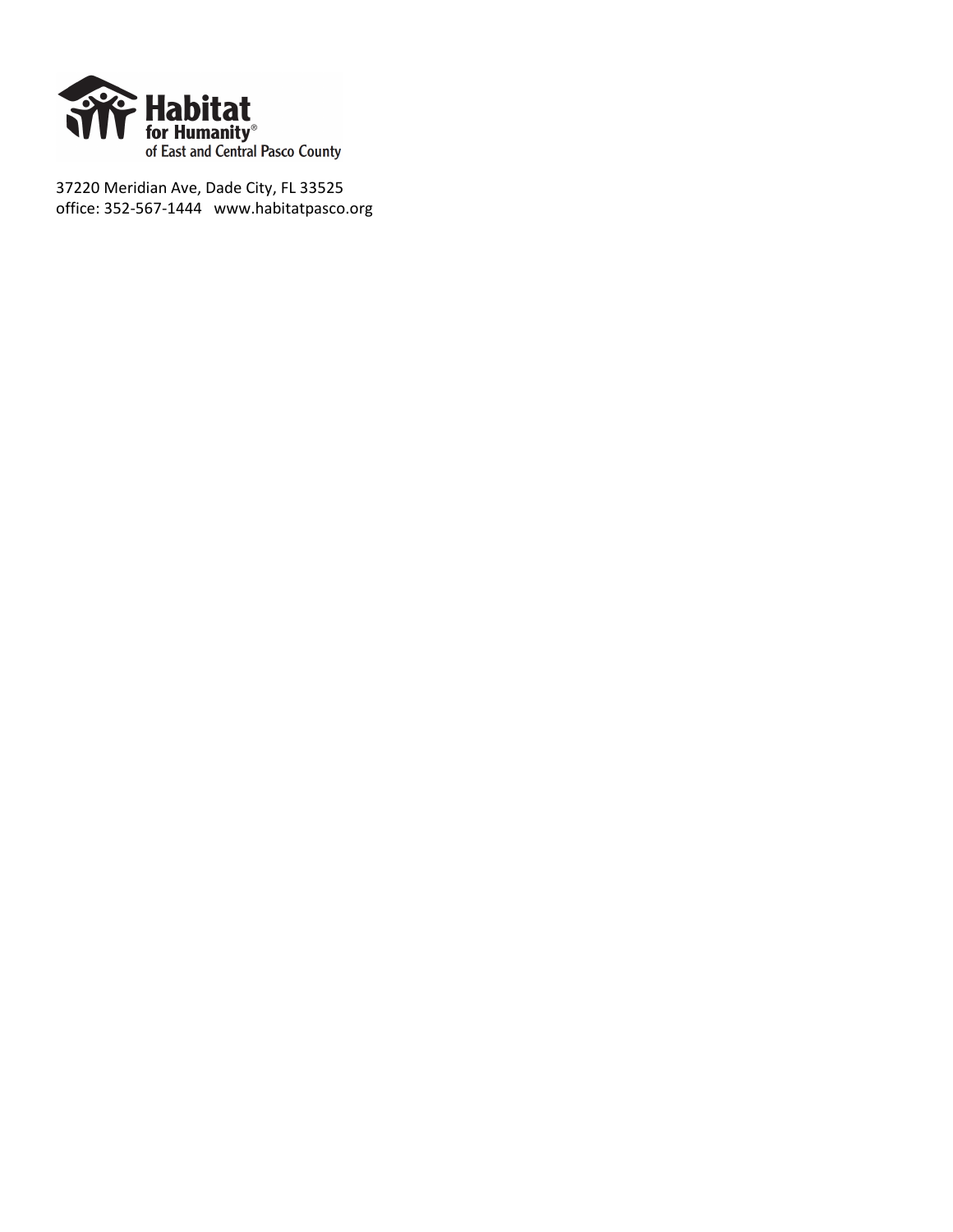Habitat for Humanity®
of East and Central Pasco County

37220 Meridian Ave, Dade City, FL 33525
office: 352-567-1444 www.habitatpasco.org